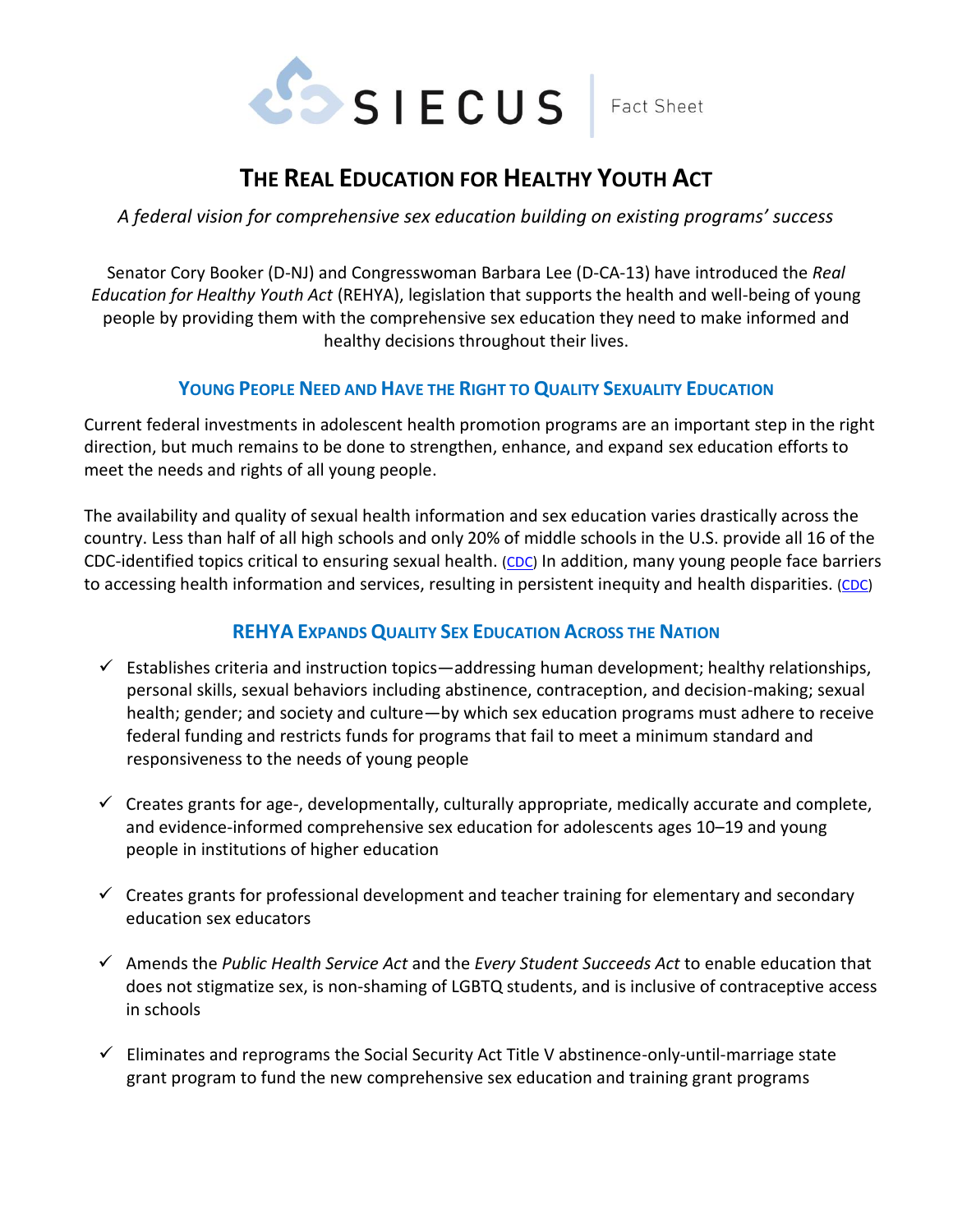SIECUS | Fact Sheet

# The Real Education for Healthy Youth Act

*A federal vision for comprehensive sex education building on existing programs' success*

Senator Cory Booker (D-NJ) and Congresswoman Barbara Lee (D-CA-13) have introduced the *Real Education for Healthy Youth Act* (REHYA), legislation that supports the health and well-being of young people by providing them with the comprehensive sex education they need to make informed and healthy decisions throughout their lives.

## Young People Need and Have the Right to Quality Sexuality Education

Current federal investments in adolescent health promotion programs are an important step in the right direction, but much remains to be done to strengthen, enhance, and expand sex education efforts to meet the needs and rights of all young people.

The availability and quality of sexual health information and sex education varies drastically across the country. Less than half of all high schools and only 20% of middle schools in the U.S. provide all 16 of the CDC-identified topics critical to ensuring sexual health. (CDC) In addition, many young people face barriers to accessing health information and services, resulting in persistent inequity and health disparities. (CDC)

## REHYA Expands Quality Sex Education Across the Nation

- ✓ Establishes criteria and instruction topics—addressing human development; healthy relationships, personal skills, sexual behaviors including abstinence, contraception, and decision-making; sexual health; gender; and society and culture—by which sex education programs must adhere to receive federal funding and restricts funds for programs that fail to meet a minimum standard and responsiveness to the needs of young people

- ✓ Creates grants for age-, developmentally, culturally appropriate, medically accurate and complete, and evidence-informed comprehensive sex education for adolescents ages 10–19 and young people in institutions of higher education

- ✓ Creates grants for professional development and teacher training for elementary and secondary education sex educators

- ✓ Amends the *Public Health Service Act* and the *Every Student Succeeds Act* to enable education that does not stigmatize sex, is non-shaming of LGBTQ students, and is inclusive of contraceptive access in schools

- ✓ Eliminates and reprograms the Social Security Act Title V abstinence-only-until-marriage state grant program to fund the new comprehensive sex education and training grant programs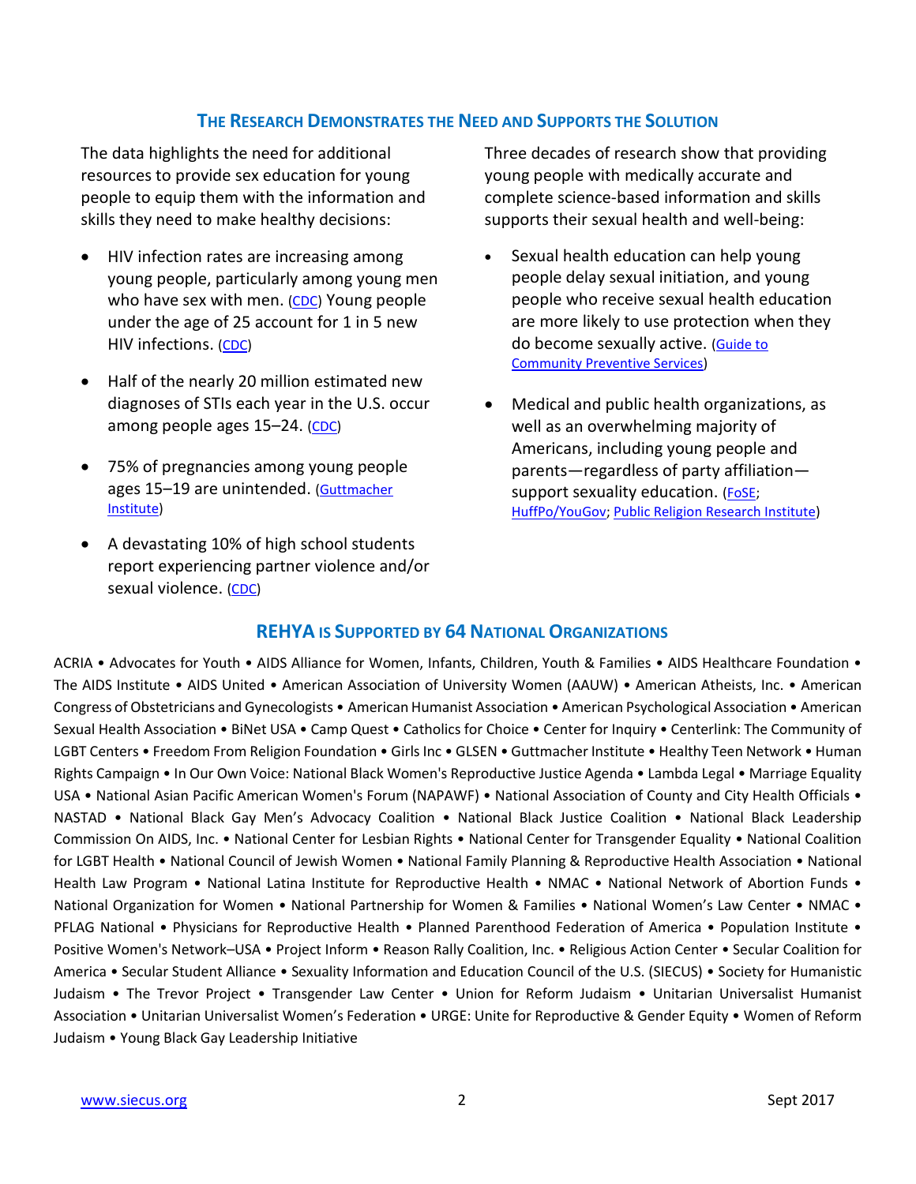## The Research Demonstrates the Need and Supports the Solution

The data highlights the need for additional resources to provide sex education for young people to equip them with the information and skills they need to make healthy decisions:

- HIV infection rates are increasing among young people, particularly among young men who have sex with men. (CDC) Young people under the age of 25 account for 1 in 5 new HIV infections. (CDC)
- Half of the nearly 20 million estimated new diagnoses of STIs each year in the U.S. occur among people ages 15–24. (CDC)
- 75% of pregnancies among young people ages 15–19 are unintended. (Guttmacher Institute)
- A devastating 10% of high school students report experiencing partner violence and/or sexual violence. (CDC)

Three decades of research show that providing young people with medically accurate and complete science-based information and skills supports their sexual health and well-being:

- Sexual health education can help young people delay sexual initiation, and young people who receive sexual health education are more likely to use protection when they do become sexually active. (Guide to Community Preventive Services)
- Medical and public health organizations, as well as an overwhelming majority of Americans, including young people and parents—regardless of party affiliation—support sexuality education. (FoSE; HuffPo/YouGov; Public Religion Research Institute)

## REHYA is Supported by 64 National Organizations

ACRIA • Advocates for Youth • AIDS Alliance for Women, Infants, Children, Youth & Families • AIDS Healthcare Foundation • The AIDS Institute • AIDS United • American Association of University Women (AAUW) • American Atheists, Inc. • American Congress of Obstetricians and Gynecologists • American Humanist Association • American Psychological Association • American Sexual Health Association • BiNet USA • Camp Quest • Catholics for Choice • Center for Inquiry • Centerlink: The Community of LGBT Centers • Freedom From Religion Foundation • Girls Inc • GLSEN • Guttmacher Institute • Healthy Teen Network • Human Rights Campaign • In Our Own Voice: National Black Women's Reproductive Justice Agenda • Lambda Legal • Marriage Equality USA • National Asian Pacific American Women's Forum (NAPAWF) • National Association of County and City Health Officials • NASTAD • National Black Gay Men's Advocacy Coalition • National Black Justice Coalition • National Black Leadership Commission On AIDS, Inc. • National Center for Lesbian Rights • National Center for Transgender Equality • National Coalition for LGBT Health • National Council of Jewish Women • National Family Planning & Reproductive Health Association • National Health Law Program • National Latina Institute for Reproductive Health • NMAC • National Network of Abortion Funds • National Organization for Women • National Partnership for Women & Families • National Women's Law Center • NMAC • PFLAG National • Physicians for Reproductive Health • Planned Parenthood Federation of America • Population Institute • Positive Women's Network–USA • Project Inform • Reason Rally Coalition, Inc. • Religious Action Center • Secular Coalition for America • Secular Student Alliance • Sexuality Information and Education Council of the U.S. (SIECUS) • Society for Humanistic Judaism • The Trevor Project • Transgender Law Center • Union for Reform Judaism • Unitarian Universalist Humanist Association • Unitarian Universalist Women's Federation • URGE: Unite for Reproductive & Gender Equity • Women of Reform Judaism • Young Black Gay Leadership Initiative

www.siecus.org — Sept 2017